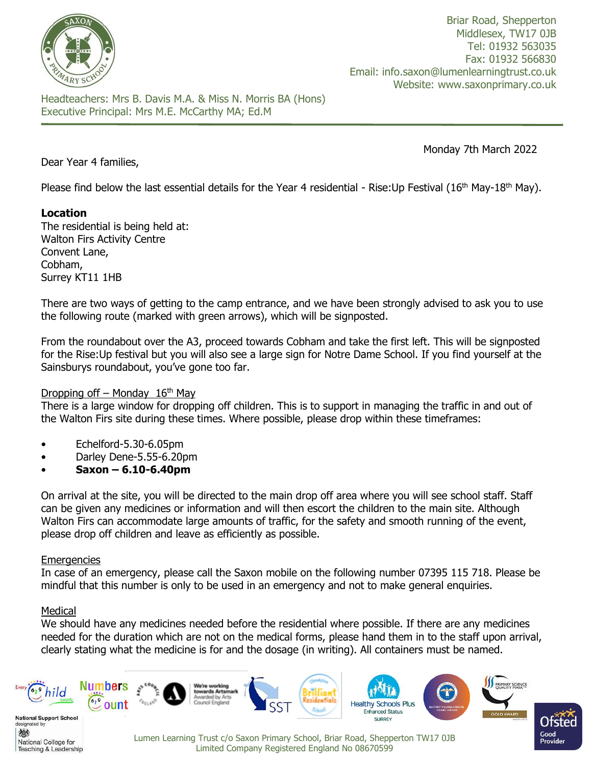Briar Road, Shepperton
Middlesex, TW17 0JB
Tel: 01932 563035
Fax: 01932 566830
Email: info.saxon@lumenlearningtrust.co.uk
Website: www.saxonprimary.co.uk

Headteachers: Mrs B. Davis M.A. & Miss N. Morris BA (Hons)
Executive Principal: Mrs M.E. McCarthy MA; Ed.M

Monday 7th March 2022

Dear Year 4 families,

Please find below the last essential details for the Year 4 residential - Rise:Up Festival (16th May-18th May).

**Location**
The residential is being held at:
Walton Firs Activity Centre
Convent Lane,
Cobham,
Surrey KT11 1HB

There are two ways of getting to the camp entrance, and we have been strongly advised to ask you to use the following route (marked with green arrows), which will be signposted.

From the roundabout over the A3, proceed towards Cobham and take the first left. This will be signposted for the Rise:Up festival but you will also see a large sign for Notre Dame School. If you find yourself at the Sainsburys roundabout, you've gone too far.

Dropping off – Monday 16th May
There is a large window for dropping off children. This is to support in managing the traffic in and out of the Walton Firs site during these times. Where possible, please drop within these timeframes:

- Echelford-5.30-6.05pm
- Darley Dene-5.55-6.20pm
- **Saxon – 6.10-6.40pm**

On arrival at the site, you will be directed to the main drop off area where you will see school staff. Staff can be given any medicines or information and will then escort the children to the main site. Although Walton Firs can accommodate large amounts of traffic, for the safety and smooth running of the event, please drop off children and leave as efficiently as possible.

Emergencies
In case of an emergency, please call the Saxon mobile on the following number 07395 115 718. Please be mindful that this number is only to be used in an emergency and not to make general enquiries.

Medical
We should have any medicines needed before the residential where possible. If there are any medicines needed for the duration which are not on the medical forms, please hand them in to the staff upon arrival, clearly stating what the medicine is for and the dosage (in writing). All containers must be named.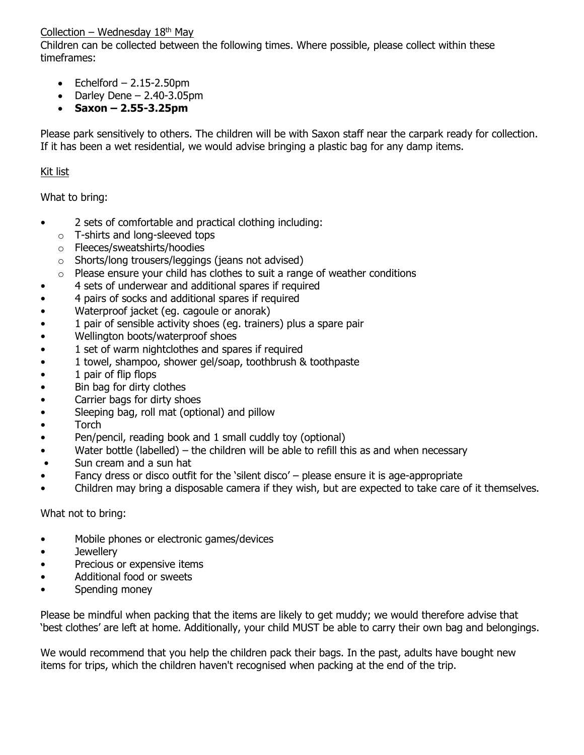Collection – Wednesday 18th May

Children can be collected between the following times. Where possible, please collect within these timeframes:

- Echelford – 2.15-2.50pm
- Darley Dene – 2.40-3.05pm
- **Saxon – 2.55-3.25pm**

Please park sensitively to others. The children will be with Saxon staff near the carpark ready for collection. If it has been a wet residential, we would advise bringing a plastic bag for any damp items.

Kit list

What to bring:

- 2 sets of comfortable and practical clothing including:
  - T-shirts and long-sleeved tops
  - Fleeces/sweatshirts/hoodies
  - Shorts/long trousers/leggings (jeans not advised)
  - Please ensure your child has clothes to suit a range of weather conditions
- 4 sets of underwear and additional spares if required
- 4 pairs of socks and additional spares if required
- Waterproof jacket (eg. cagoule or anorak)
- 1 pair of sensible activity shoes (eg. trainers) plus a spare pair
- Wellington boots/waterproof shoes
- 1 set of warm nightclothes and spares if required
- 1 towel, shampoo, shower gel/soap, toothbrush & toothpaste
- 1 pair of flip flops
- Bin bag for dirty clothes
- Carrier bags for dirty shoes
- Sleeping bag, roll mat (optional) and pillow
- Torch
- Pen/pencil, reading book and 1 small cuddly toy (optional)
- Water bottle (labelled) – the children will be able to refill this as and when necessary
- Sun cream and a sun hat
- Fancy dress or disco outfit for the 'silent disco' – please ensure it is age-appropriate
- Children may bring a disposable camera if they wish, but are expected to take care of it themselves.

What not to bring:

- Mobile phones or electronic games/devices
- Jewellery
- Precious or expensive items
- Additional food or sweets
- Spending money

Please be mindful when packing that the items are likely to get muddy; we would therefore advise that 'best clothes' are left at home. Additionally, your child MUST be able to carry their own bag and belongings.

We would recommend that you help the children pack their bags. In the past, adults have bought new items for trips, which the children haven't recognised when packing at the end of the trip.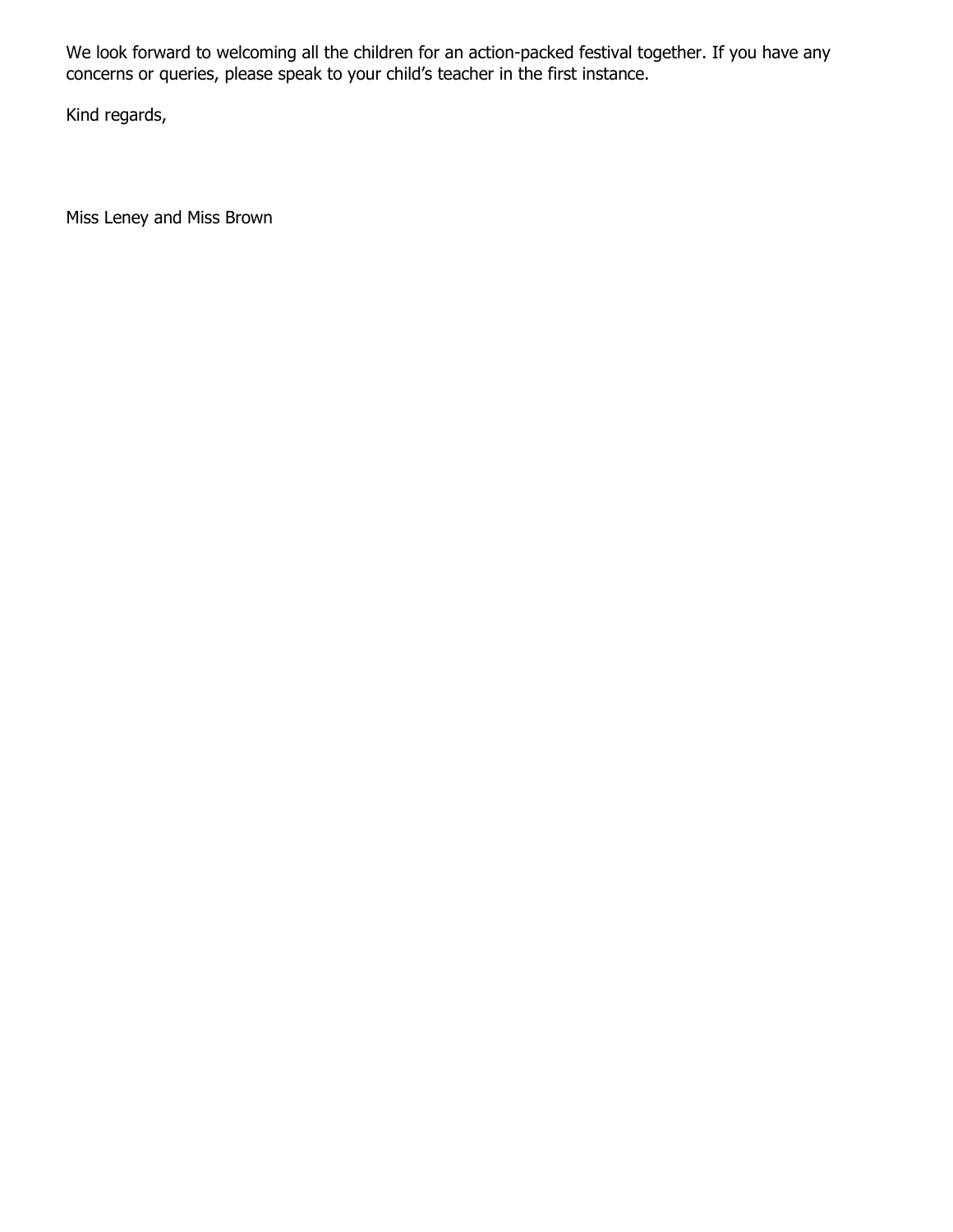We look forward to welcoming all the children for an action-packed festival together. If you have any concerns or queries, please speak to your child's teacher in the first instance.

Kind regards,

Miss Leney and Miss Brown